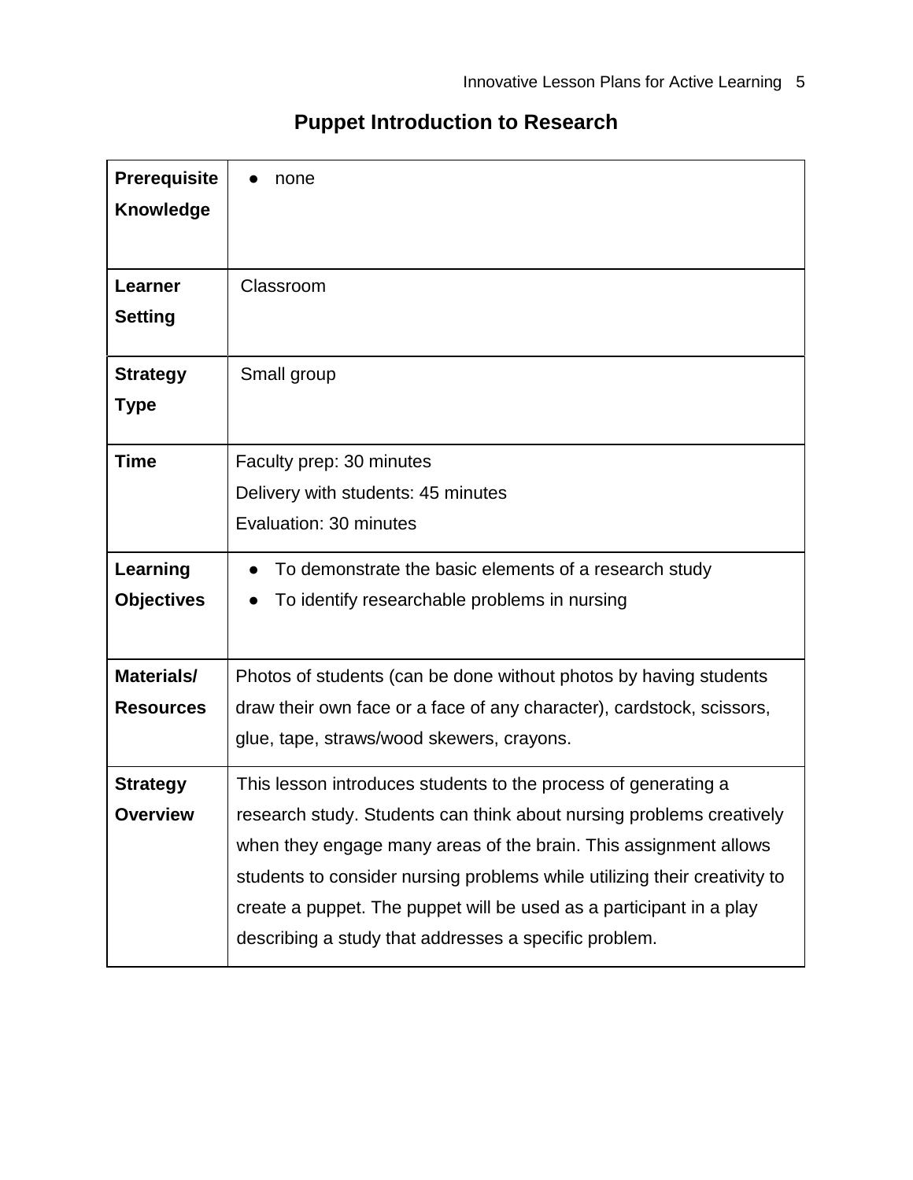# Puppet Introduction to Research

| | |
|---|---|
| **Prerequisite Knowledge** | • none |
| **Learner Setting** | Classroom |
| **Strategy Type** | Small group |
| **Time** | Faculty prep: 30 minutes<br>Delivery with students: 45 minutes<br>Evaluation: 30 minutes |
| **Learning Objectives** | • To demonstrate the basic elements of a research study<br>• To identify researchable problems in nursing |
| **Materials/ Resources** | Photos of students (can be done without photos by having students draw their own face or a face of any character), cardstock, scissors, glue, tape, straws/wood skewers, crayons. |
| **Strategy Overview** | This lesson introduces students to the process of generating a research study. Students can think about nursing problems creatively when they engage many areas of the brain. This assignment allows students to consider nursing problems while utilizing their creativity to create a puppet. The puppet will be used as a participant in a play describing a study that addresses a specific problem. |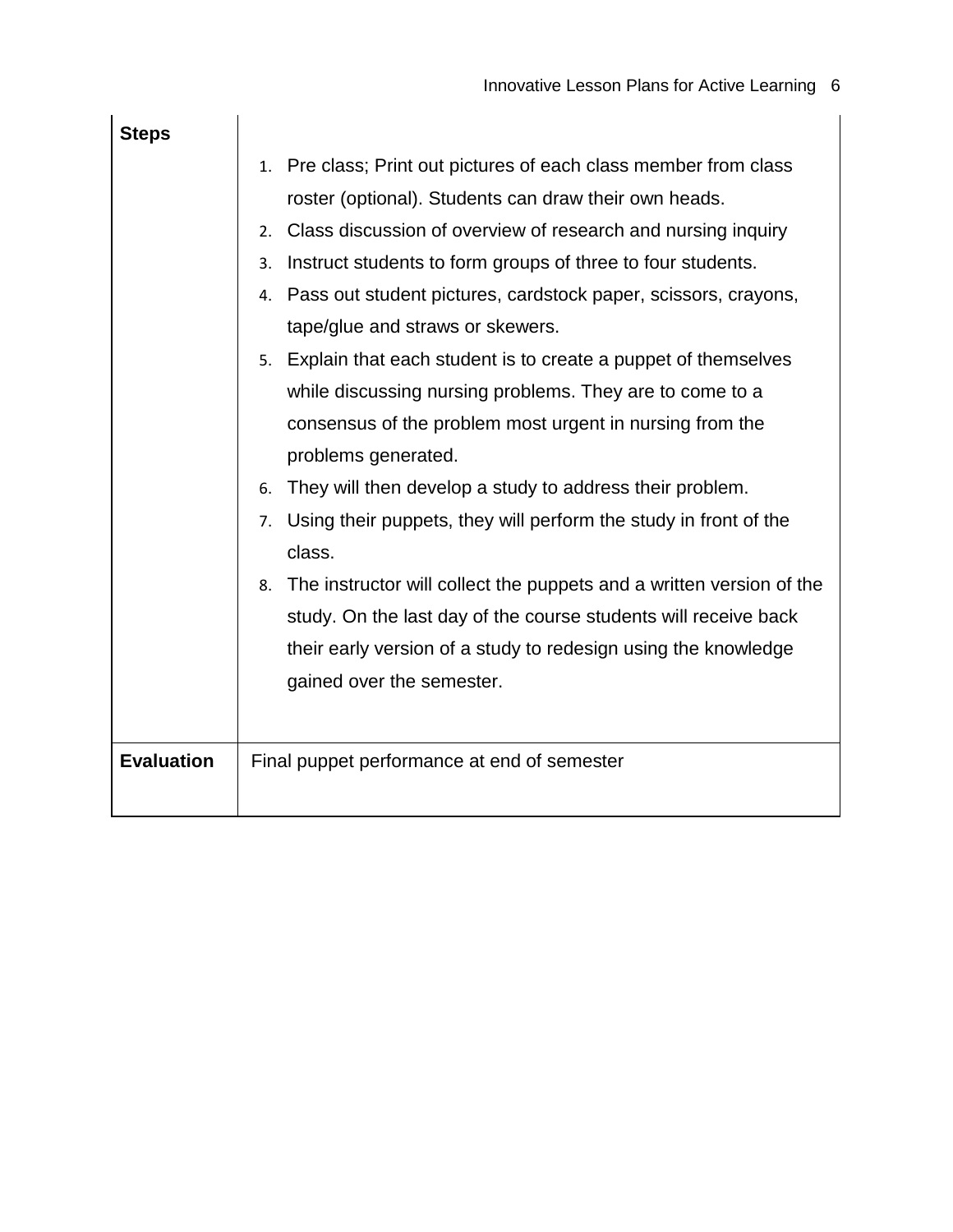| | |
|---|---|
| **Steps** | 1. Pre class; Print out pictures of each class member from class roster (optional). Students can draw their own heads.<br>2. Class discussion of overview of research and nursing inquiry<br>3. Instruct students to form groups of three to four students.<br>4. Pass out student pictures, cardstock paper, scissors, crayons, tape/glue and straws or skewers.<br>5. Explain that each student is to create a puppet of themselves while discussing nursing problems. They are to come to a consensus of the problem most urgent in nursing from the problems generated.<br>6. They will then develop a study to address their problem.<br>7. Using their puppets, they will perform the study in front of the class.<br>8. The instructor will collect the puppets and a written version of the study. On the last day of the course students will receive back their early version of a study to redesign using the knowledge gained over the semester. |
| **Evaluation** | Final puppet performance at end of semester |